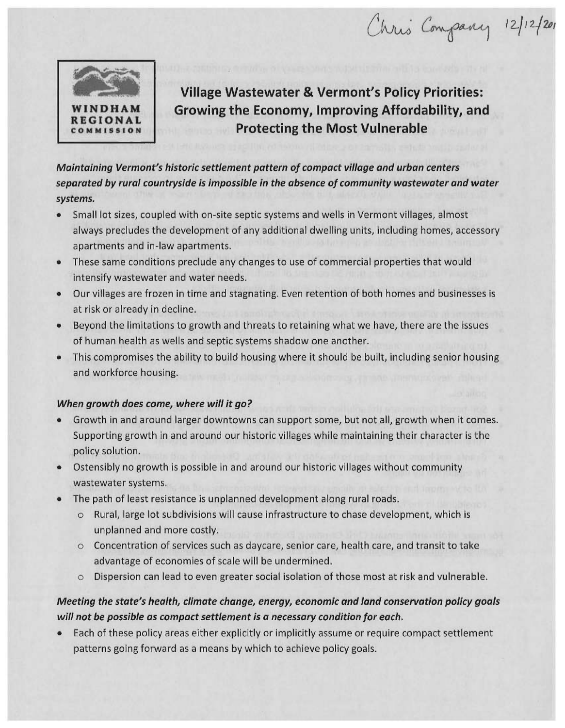Chris Company 12/12/201

**WINDHAM REGIONAL COMMISSION**

# Village Wastewater & Vermont's Policy Priorities: Growing the Economy, Improving Affordability, and Protecting the Most Vulnerable

***Maintaining Vermont's historic settlement pattern of compact village and urban centers separated by rural countryside is impossible in the absence of community wastewater and water systems.***

- Small lot sizes, coupled with on-site septic systems and wells in Vermont villages, almost always precludes the development of any additional dwelling units, including homes, accessory apartments and in-law apartments.
- These same conditions preclude any changes to use of commercial properties that would intensify wastewater and water needs.
- Our villages are frozen in time and stagnating. Even retention of both homes and businesses is at risk or already in decline.
- Beyond the limitations to growth and threats to retaining what we have, there are the issues of human health as wells and septic systems shadow one another.
- This compromises the ability to build housing where it should be built, including senior housing and workforce housing.

***When growth does come, where will it go?***

- Growth in and around larger downtowns can support some, but not all, growth when it comes. Supporting growth in and around our historic villages while maintaining their character is the policy solution.
- Ostensibly no growth is possible in and around our historic villages without community wastewater systems.
- The path of least resistance is unplanned development along rural roads.
  - Rural, large lot subdivisions will cause infrastructure to chase development, which is unplanned and more costly.
  - Concentration of services such as daycare, senior care, health care, and transit to take advantage of economies of scale will be undermined.
  - Dispersion can lead to even greater social isolation of those most at risk and vulnerable.

***Meeting the state's health, climate change, energy, economic and land conservation policy goals will not be possible as compact settlement is a necessary condition for each.***

- Each of these policy areas either explicitly or implicitly assume or require compact settlement patterns going forward as a means by which to achieve policy goals.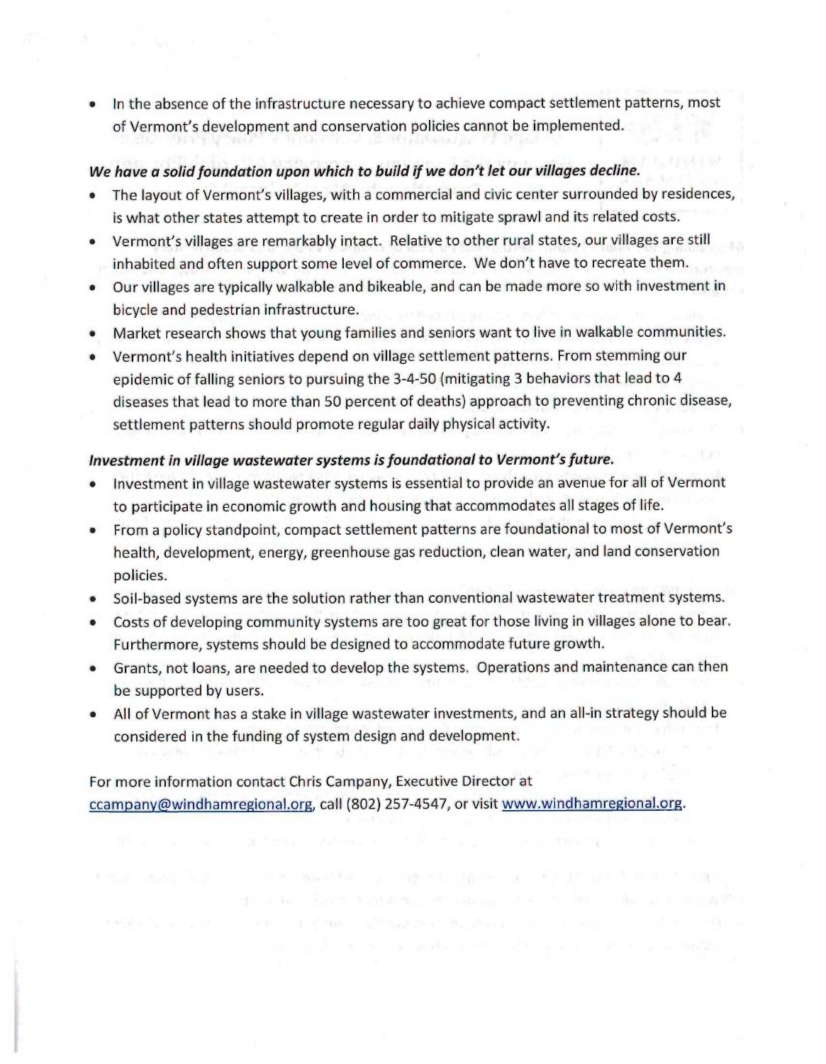- In the absence of the infrastructure necessary to achieve compact settlement patterns, most of Vermont's development and conservation policies cannot be implemented.

***We have a solid foundation upon which to build if we don't let our villages decline.***

- The layout of Vermont's villages, with a commercial and civic center surrounded by residences, is what other states attempt to create in order to mitigate sprawl and its related costs.
- Vermont's villages are remarkably intact. Relative to other rural states, our villages are still inhabited and often support some level of commerce. We don't have to recreate them.
- Our villages are typically walkable and bikeable, and can be made more so with investment in bicycle and pedestrian infrastructure.
- Market research shows that young families and seniors want to live in walkable communities.
- Vermont's health initiatives depend on village settlement patterns. From stemming our epidemic of falling seniors to pursuing the 3-4-50 (mitigating 3 behaviors that lead to 4 diseases that lead to more than 50 percent of deaths) approach to preventing chronic disease, settlement patterns should promote regular daily physical activity.

***Investment in village wastewater systems is foundational to Vermont's future.***

- Investment in village wastewater systems is essential to provide an avenue for all of Vermont to participate in economic growth and housing that accommodates all stages of life.
- From a policy standpoint, compact settlement patterns are foundational to most of Vermont's health, development, energy, greenhouse gas reduction, clean water, and land conservation policies.
- Soil-based systems are the solution rather than conventional wastewater treatment systems.
- Costs of developing community systems are too great for those living in villages alone to bear. Furthermore, systems should be designed to accommodate future growth.
- Grants, not loans, are needed to develop the systems. Operations and maintenance can then be supported by users.
- All of Vermont has a stake in village wastewater investments, and an all-in strategy should be considered in the funding of system design and development.

For more information contact Chris Campany, Executive Director at ccampany@windhamregional.org, call (802) 257-4547, or visit www.windhamregional.org.